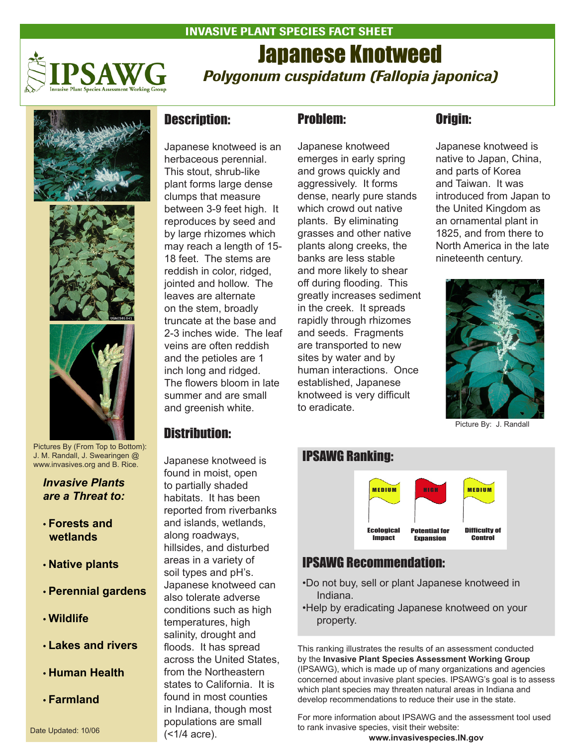INVASIVE PLANT SPECIES FACT SHEET

IPSAWG Invasive Plant Species Assessment Working Group

# Japanese Knotweed

## *Polygonum cuspidatum (Fallopia japonica)*

Pictures By (From Top to Bottom): J. M. Randall, J. Swearingen @ www.invasives.org and B. Rice.

***Invasive Plants are a Threat to:***

- **Forests and wetlands**
- **Native plants**
- **Perennial gardens**
- **Wildlife**
- **Lakes and rivers**
- **Human Health**
- **Farmland**

Date Updated: 10/06

## Description:

Japanese knotweed is an herbaceous perennial. This stout, shrub-like plant forms large dense clumps that measure between 3-9 feet high. It reproduces by seed and by large rhizomes which may reach a length of 15-18 feet. The stems are reddish in color, ridged, jointed and hollow. The leaves are alternate on the stem, broadly truncate at the base and 2-3 inches wide. The leaf veins are often reddish and the petioles are 1 inch long and ridged. The flowers bloom in late summer and are small and greenish white.

## Distribution:

Japanese knotweed is found in moist, open to partially shaded habitats. It has been reported from riverbanks and islands, wetlands, along roadways, hillsides, and disturbed areas in a variety of soil types and pH's. Japanese knotweed can also tolerate adverse conditions such as high temperatures, high salinity, drought and floods. It has spread across the United States, from the Northeastern states to California. It is found in most counties in Indiana, though most populations are small (<1/4 acre).

## Problem:

Japanese knotweed emerges in early spring and grows quickly and aggressively. It forms dense, nearly pure stands which crowd out native plants. By eliminating grasses and other native plants along creeks, the banks are less stable and more likely to shear off during flooding. This greatly increases sediment in the creek. It spreads rapidly through rhizomes and seeds. Fragments are transported to new sites by water and by human interactions. Once established, Japanese knotweed is very difficult to eradicate.

## Origin:

Japanese knotweed is native to Japan, China, and parts of Korea and Taiwan. It was introduced from Japan to the United Kingdom as an ornamental plant in 1825, and from there to North America in the late nineteenth century.

Picture By: J. Randall

## IPSAWG Ranking:

| Ecological Impact | Potential for Expansion | Difficulty of Control |
|---|---|---|
| MEDIUM | HIGH | MEDIUM |

## IPSAWG Recommendation:

- Do not buy, sell or plant Japanese knotweed in Indiana.
- Help by eradicating Japanese knotweed on your property.

This ranking illustrates the results of an assessment conducted by the **Invasive Plant Species Assessment Working Group** (IPSAWG), which is made up of many organizations and agencies concerned about invasive plant species. IPSAWG's goal is to assess which plant species may threaten natural areas in Indiana and develop recommendations to reduce their use in the state.

For more information about IPSAWG and the assessment tool used to rank invasive species, visit their website: **www.invasivespecies.IN.gov**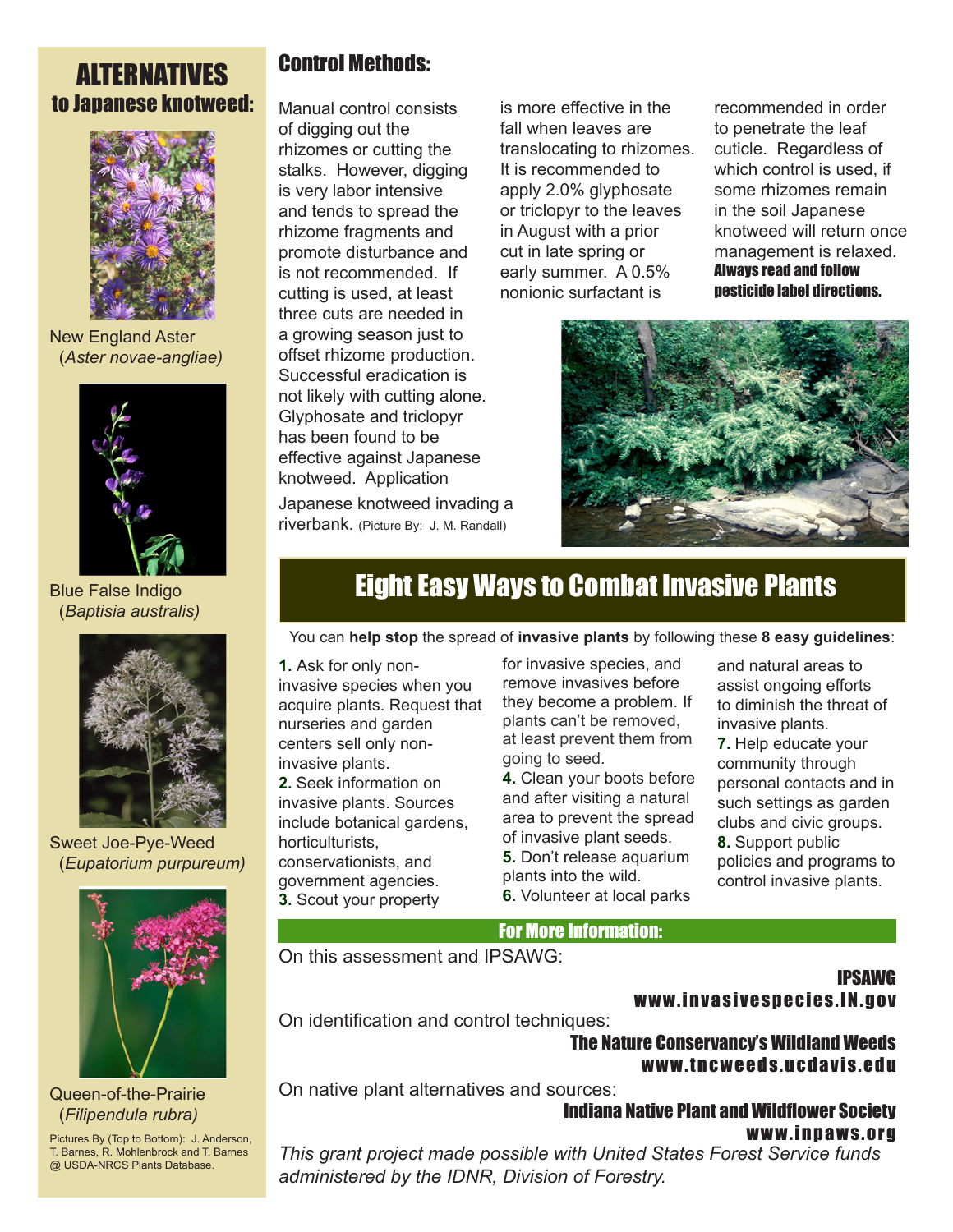## ALTERNATIVES to Japanese knotweed:

New England Aster (*Aster novae-angliae*)

Blue False Indigo (*Baptisia australis*)

Sweet Joe-Pye-Weed (*Eupatorium purpureum*)

Queen-of-the-Prairie (*Filipendula rubra*)

Pictures By (Top to Bottom): J. Anderson, T. Barnes, R. Mohlenbrock and T. Barnes @ USDA-NRCS Plants Database.

## Control Methods:

Manual control consists of digging out the rhizomes or cutting the stalks. However, digging is very labor intensive and tends to spread the rhizome fragments and promote disturbance and is not recommended. If cutting is used, at least three cuts are needed in a growing season just to offset rhizome production. Successful eradication is not likely with cutting alone. Glyphosate and triclopyr has been found to be effective against Japanese knotweed. Application is more effective in the fall when leaves are translocating to rhizomes. It is recommended to apply 2.0% glyphosate or triclopyr to the leaves in August with a prior cut in late spring or early summer. A 0.5% nonionic surfactant is recommended in order to penetrate the leaf cuticle. Regardless of which control is used, if some rhizomes remain in the soil Japanese knotweed will return once management is relaxed. **Always read and follow pesticide label directions.**

Japanese knotweed invading a riverbank. (Picture By: J. M. Randall)

## Eight Easy Ways to Combat Invasive Plants

You can **help stop** the spread of **invasive plants** by following these **8 easy guidelines**:

**1.** Ask for only non-invasive species when you acquire plants. Request that nurseries and garden centers sell only non-invasive plants.
**2.** Seek information on invasive plants. Sources include botanical gardens, horticulturists, conservationists, and government agencies.
**3.** Scout your property for invasive species, and remove invasives before they become a problem. If plants can't be removed, at least prevent them from going to seed.
**4.** Clean your boots before and after visiting a natural area to prevent the spread of invasive plant seeds.
**5.** Don't release aquarium plants into the wild.
**6.** Volunteer at local parks and natural areas to assist ongoing efforts to diminish the threat of invasive plants.
**7.** Help educate your community through personal contacts and in such settings as garden clubs and civic groups.
**8.** Support public policies and programs to control invasive plants.

### For More Information:

On this assessment and IPSAWG:
**IPSAWG**
**www.invasivespecies.IN.gov**

On identification and control techniques:
**The Nature Conservancy's Wildland Weeds**
**www.tncweeds.ucdavis.edu**

On native plant alternatives and sources:
**Indiana Native Plant and Wildflower Society**
**www.inpaws.org**

*This grant project made possible with United States Forest Service funds administered by the IDNR, Division of Forestry.*